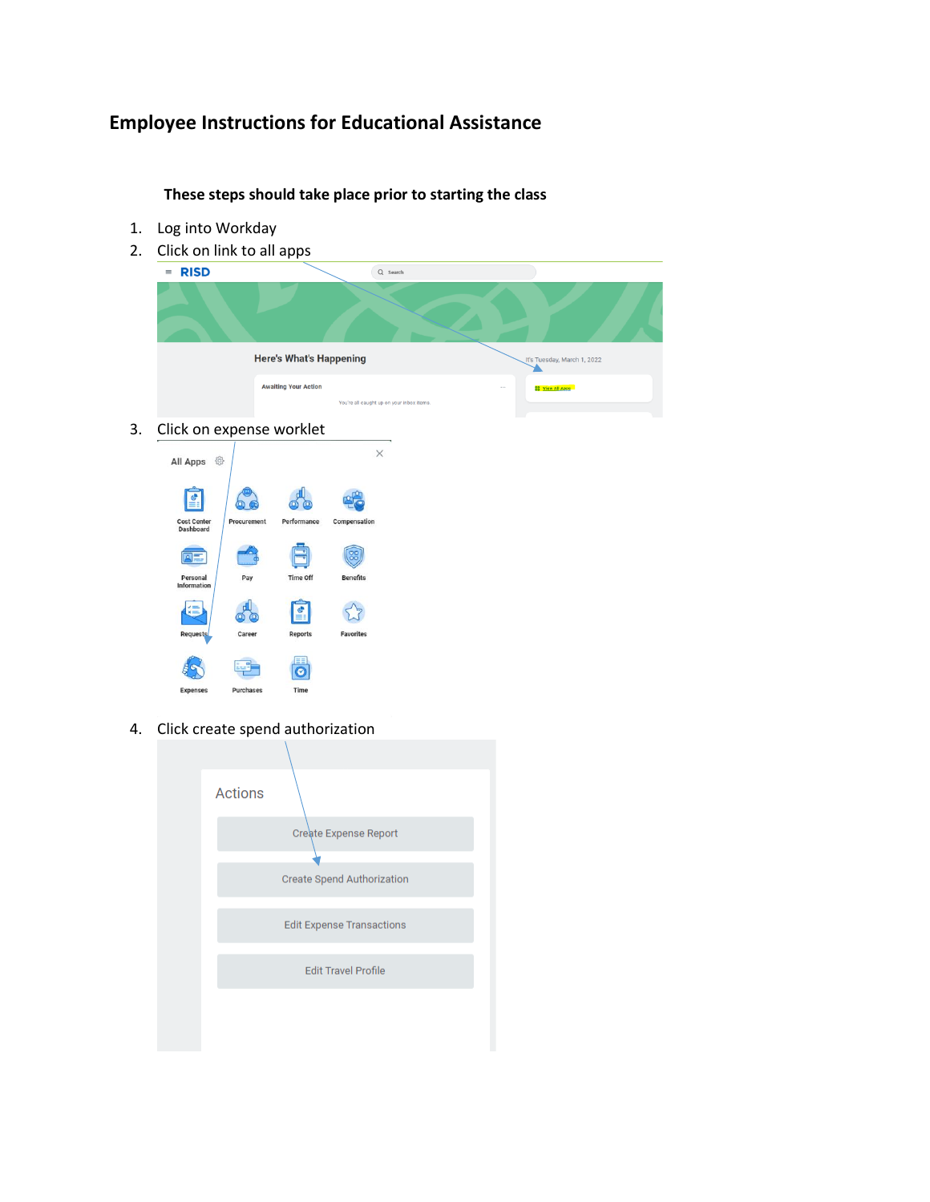# Employee Instructions for Educational Assistance

**These steps should take place prior to starting the class**

1. Log into Workday
2. Click on link to all apps
3. Click on expense worklet
4. Click create spend authorization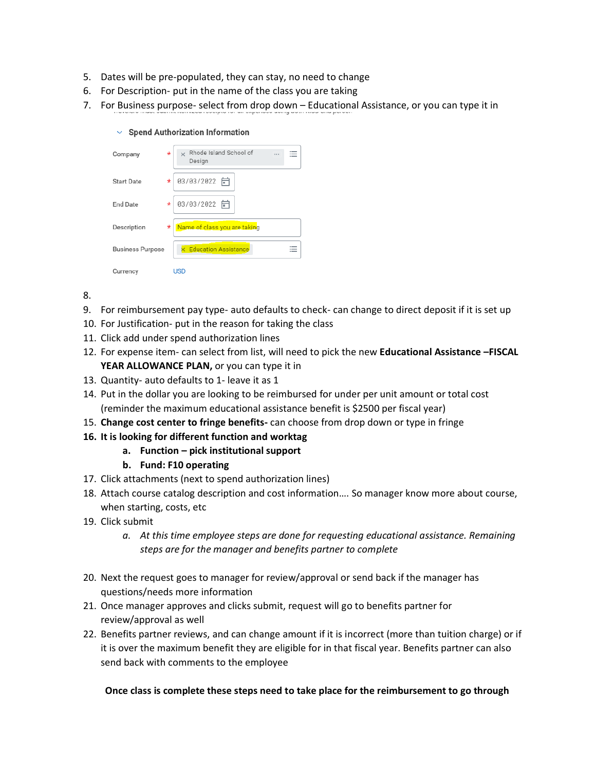5. Dates will be pre-populated, they can stay, no need to change
6. For Description- put in the name of the class you are taking
7. For Business purpose- select from drop down – Educational Assistance, or you can type it in

Spend Authorization Information

| | | |
|---|---|---|
| Company | * | Rhode Island School of Design |
| Start Date | * | 03/03/2022 |
| End Date | * | 03/03/2022 |
| Description | * | Name of class you are taking |
| Business Purpose | | Education Assistance |
| Currency | | USD |

8.
9. For reimbursement pay type- auto defaults to check- can change to direct deposit if it is set up
10. For Justification- put in the reason for taking the class
11. Click add under spend authorization lines
12. For expense item- can select from list, will need to pick the new **Educational Assistance –FISCAL YEAR ALLOWANCE PLAN,** or you can type it in
13. Quantity- auto defaults to 1- leave it as 1
14. Put in the dollar you are looking to be reimbursed for under per unit amount or total cost (reminder the maximum educational assistance benefit is $2500 per fiscal year)
15. **Change cost center to fringe benefits-** can choose from drop down or type in fringe
16. **It is looking for different function and worktag**
    a. **Function – pick institutional support**
    b. **Fund: F10 operating**
17. Click attachments (next to spend authorization lines)
18. Attach course catalog description and cost information…. So manager know more about course, when starting, costs, etc
19. Click submit
    a. *At this time employee steps are done for requesting educational assistance. Remaining steps are for the manager and benefits partner to complete*

20. Next the request goes to manager for review/approval or send back if the manager has questions/needs more information
21. Once manager approves and clicks submit, request will go to benefits partner for review/approval as well
22. Benefits partner reviews, and can change amount if it is incorrect (more than tuition charge) or if it is over the maximum benefit they are eligible for in that fiscal year. Benefits partner can also send back with comments to the employee

**Once class is complete these steps need to take place for the reimbursement to go through**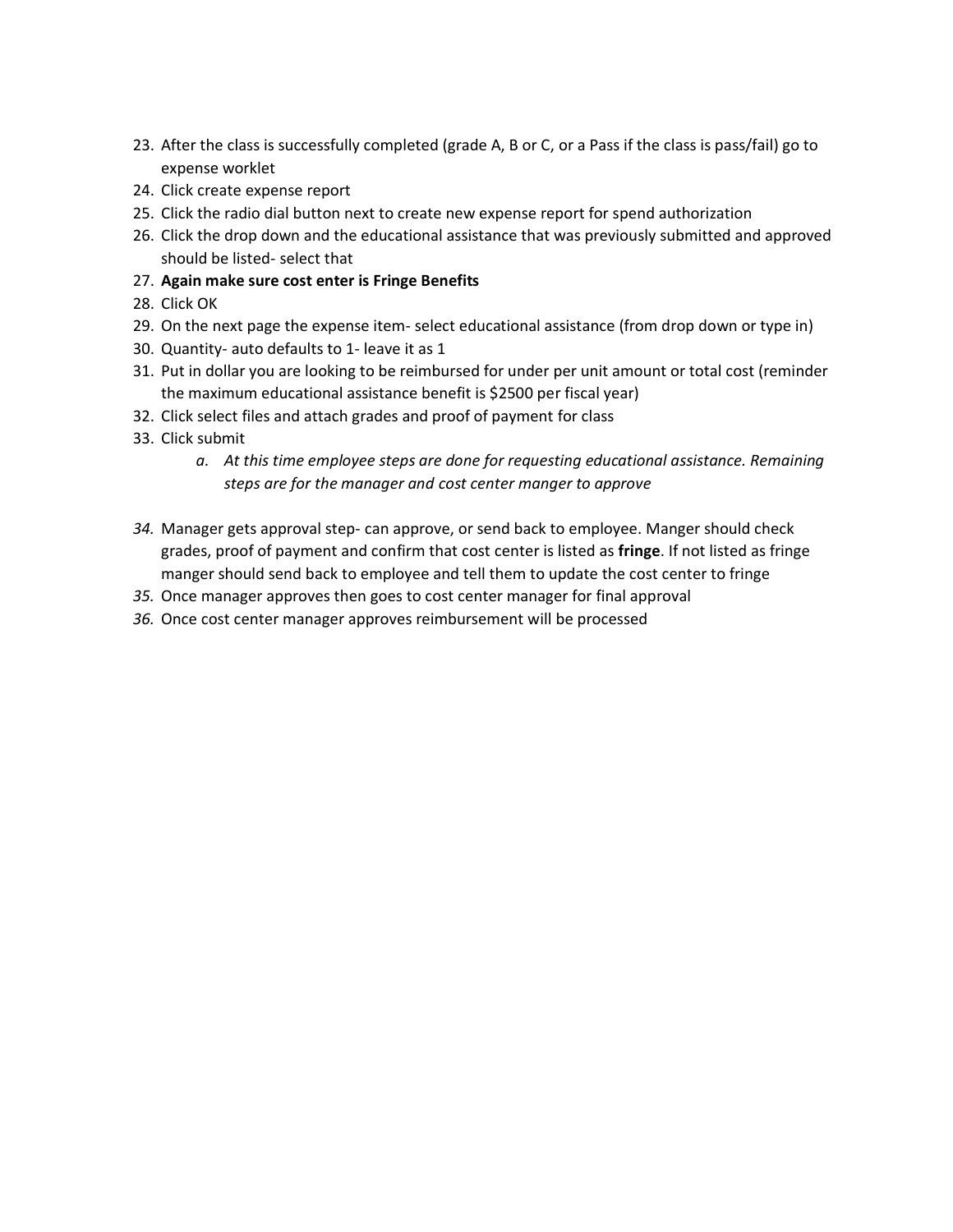23. After the class is successfully completed (grade A, B or C, or a Pass if the class is pass/fail) go to expense worklet
24. Click create expense report
25. Click the radio dial button next to create new expense report for spend authorization
26. Click the drop down and the educational assistance that was previously submitted and approved should be listed- select that
27. **Again make sure cost enter is Fringe Benefits**
28. Click OK
29. On the next page the expense item- select educational assistance (from drop down or type in)
30. Quantity- auto defaults to 1- leave it as 1
31. Put in dollar you are looking to be reimbursed for under per unit amount or total cost (reminder the maximum educational assistance benefit is $2500 per fiscal year)
32. Click select files and attach grades and proof of payment for class
33. Click submit
    a. *At this time employee steps are done for requesting educational assistance. Remaining steps are for the manager and cost center manger to approve*

34. Manager gets approval step- can approve, or send back to employee. Manger should check grades, proof of payment and confirm that cost center is listed as **fringe**. If not listed as fringe manger should send back to employee and tell them to update the cost center to fringe
35. Once manager approves then goes to cost center manager for final approval
36. Once cost center manager approves reimbursement will be processed